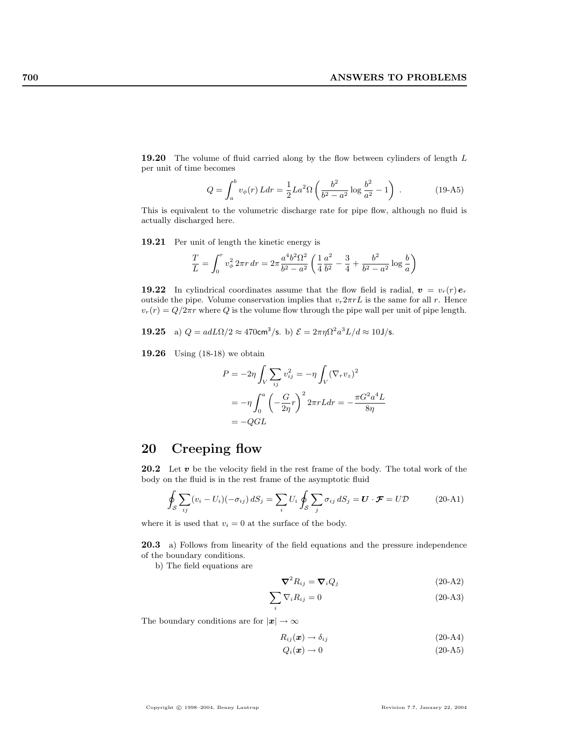**19.20** The volume of fluid carried along by the flow between cylinders of length $L$ per unit of time becomes

$$Q = \int_a^b v_\phi(r)\, L dr = \frac{1}{2} L a^2 \Omega \left( \frac{b^2}{b^2 - a^2} \log \frac{b^2}{a^2} - 1 \right) . \tag{19-A5}$$

This is equivalent to the volumetric discharge rate for pipe flow, although no fluid is actually discharged here.

**19.21** Per unit of length the kinetic energy is

$$\frac{T}{L} = \int_0^r v_\phi^2\, 2\pi r\, dr = 2\pi \frac{a^4 b^2 \Omega^2}{b^2 - a^2} \left( \frac{1}{4} \frac{a^2}{b^2} - \frac{3}{4} + \frac{b^2}{b^2 - a^2} \log \frac{b}{a} \right)$$

**19.22** In cylindrical coordinates assume that the flow field is radial, $\boldsymbol{v} = v_r(r)\, \boldsymbol{e}_r$ outside the pipe. Volume conservation implies that $v_r 2\pi r L$ is the same for all $r$. Hence $v_r(r) = Q/2\pi r$ where $Q$ is the volume flow through the pipe wall per unit of pipe length.

**19.25** a) $Q = adL\Omega/2 \approx 470\text{cm}^3/\text{s}$. b) $\mathcal{E} = 2\pi\eta\Omega^2 a^3 L/d \approx 10\text{J/s}$.

**19.26** Using (18-18) we obtain

$$\begin{aligned}
P &= -2\eta \int_V \sum_{ij} v_{ij}^2 = -\eta \int_V (\nabla_r v_z)^2 \\
&= -\eta \int_0^a \left( -\frac{G}{2\eta} r \right)^2 2\pi r L dr = -\frac{\pi G^2 a^4 L}{8\eta} \\
&= -QGL
\end{aligned}$$

# 20 Creeping flow

**20.2** Let $\boldsymbol{v}$ be the velocity field in the rest frame of the body. The total work of the body on the fluid is in the rest frame of the asymptotic fluid

$$\oint_{\mathcal{S}} \sum_{ij} (v_i - U_i)(-\sigma_{ij})\, dS_j = \sum_i U_i \oint_{\mathcal{S}} \sum_j \sigma_{ij}\, dS_j = \boldsymbol{U} \cdot \boldsymbol{\mathcal{F}} = U\mathcal{D} \tag{20-A1}$$

where it is used that $v_i = 0$ at the surface of the body.

**20.3** a) Follows from linearity of the field equations and the pressure independence of the boundary conditions.

b) The field equations are

$$\boldsymbol{\nabla}^2 R_{ij} = \boldsymbol{\nabla}_i Q_j \tag{20-A2}$$

$$\sum_i \nabla_i R_{ij} = 0 \tag{20-A3}$$

The boundary conditions are for $|\boldsymbol{x}| \to \infty$

$$R_{ij}(\boldsymbol{x}) \to \delta_{ij} \tag{20-A4}$$

$$Q_i(\boldsymbol{x}) \to 0 \tag{20-A5}$$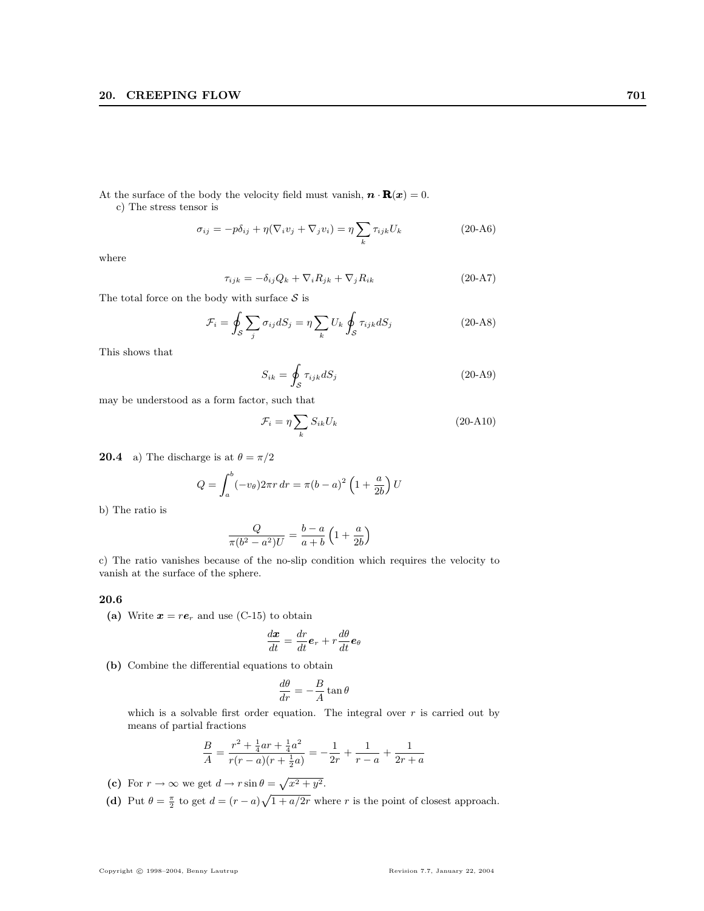At the surface of the body the velocity field must vanish, $\boldsymbol{n} \cdot \mathbf{R}(\boldsymbol{x}) = 0$.

c) The stress tensor is

$$\sigma_{ij} = -p\delta_{ij} + \eta(\nabla_i v_j + \nabla_j v_i) = \eta \sum_k \tau_{ijk} U_k \tag{20-A6}$$

where

$$\tau_{ijk} = -\delta_{ij} Q_k + \nabla_i R_{jk} + \nabla_j R_{ik} \tag{20-A7}$$

The total force on the body with surface $\mathcal{S}$ is

$$\mathcal{F}_i = \oint_{\mathcal{S}} \sum_j \sigma_{ij} dS_j = \eta \sum_k U_k \oint_{\mathcal{S}} \tau_{ijk} dS_j \tag{20-A8}$$

This shows that

$$S_{ik} = \oint_{\mathcal{S}} \tau_{ijk} dS_j \tag{20-A9}$$

may be understood as a form factor, such that

$$\mathcal{F}_i = \eta \sum_k S_{ik} U_k \tag{20-A10}$$

**20.4** a) The discharge is at $\theta = \pi/2$

$$Q = \int_a^b (-v_\theta) 2\pi r \, dr = \pi (b-a)^2 \left(1 + \frac{a}{2b}\right) U$$

b) The ratio is

$$\frac{Q}{\pi(b^2 - a^2)U} = \frac{b-a}{a+b}\left(1 + \frac{a}{2b}\right)$$

c) The ratio vanishes because of the no-slip condition which requires the velocity to vanish at the surface of the sphere.

**20.6**

**(a)** Write $\boldsymbol{x} = r\boldsymbol{e}_r$ and use (C-15) to obtain

$$\frac{d\boldsymbol{x}}{dt} = \frac{dr}{dt}\boldsymbol{e}_r + r\frac{d\theta}{dt}\boldsymbol{e}_\theta$$

**(b)** Combine the differential equations to obtain

$$\frac{d\theta}{dr} = -\frac{B}{A}\tan\theta$$

which is a solvable first order equation. The integral over $r$ is carried out by means of partial fractions

$$\frac{B}{A} = \frac{r^2 + \frac{1}{4}ar + \frac{1}{4}a^2}{r(r-a)(r+\frac{1}{2}a)} = -\frac{1}{2r} + \frac{1}{r-a} + \frac{1}{2r+a}$$

**(c)** For $r \to \infty$ we get $d \to r\sin\theta = \sqrt{x^2 + y^2}$.

**(d)** Put $\theta = \frac{\pi}{2}$ to get $d = (r-a)\sqrt{1 + a/2r}$ where $r$ is the point of closest approach.